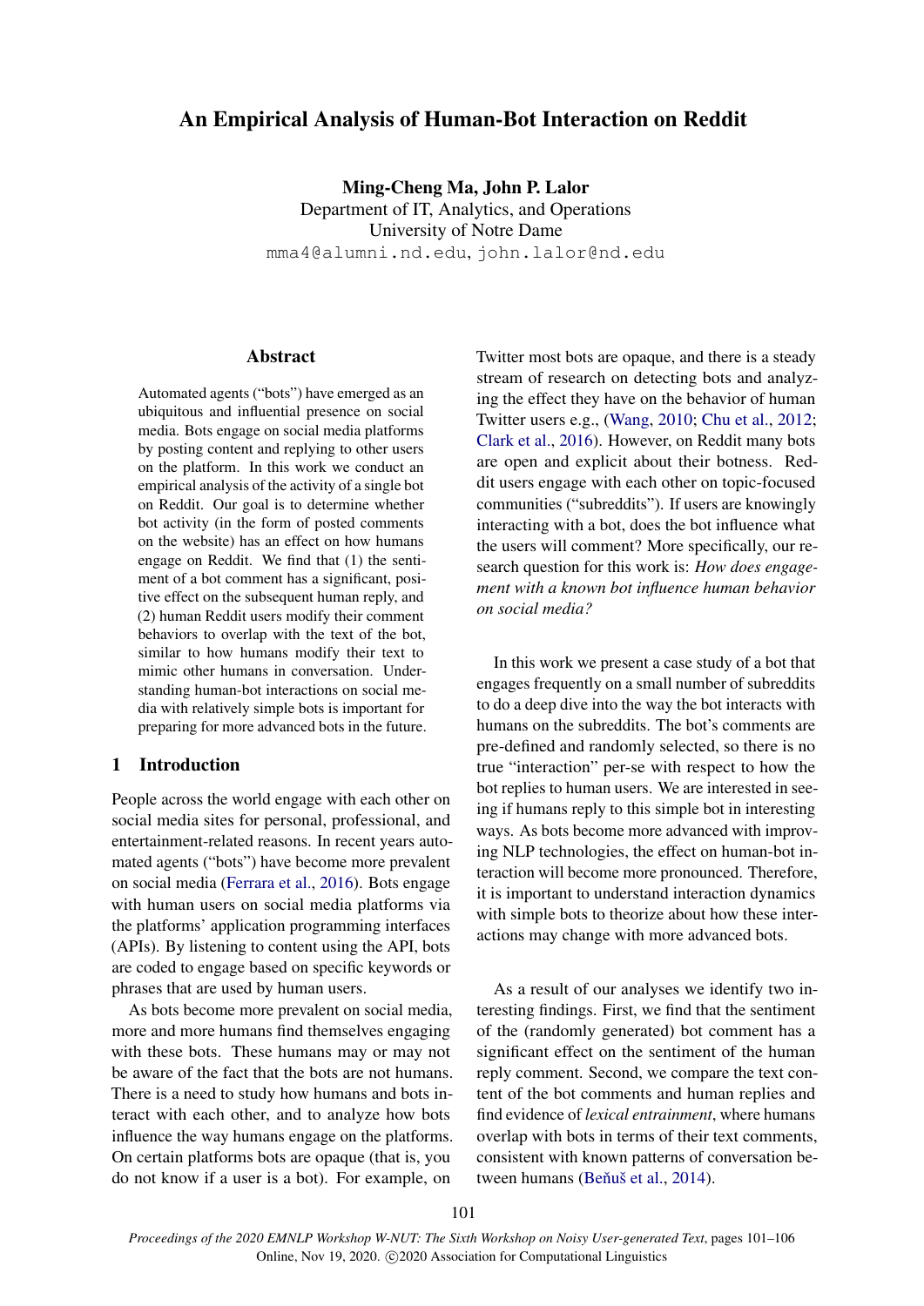# An Empirical Analysis of Human-Bot Interaction on Reddit

**Ming-Cheng Ma, John P. Lalor**
Department of IT, Analytics, and Operations
University of Notre Dame
mma4@alumni.nd.edu, john.lalor@nd.edu

## Abstract

Automated agents ("bots") have emerged as an ubiquitous and influential presence on social media. Bots engage on social media platforms by posting content and replying to other users on the platform. In this work we conduct an empirical analysis of the activity of a single bot on Reddit. Our goal is to determine whether bot activity (in the form of posted comments on the website) has an effect on how humans engage on Reddit. We find that (1) the sentiment of a bot comment has a significant, positive effect on the subsequent human reply, and (2) human Reddit users modify their comment behaviors to overlap with the text of the bot, similar to how humans modify their text to mimic other humans in conversation. Understanding human-bot interactions on social media with relatively simple bots is important for preparing for more advanced bots in the future.

## 1 Introduction

People across the world engage with each other on social media sites for personal, professional, and entertainment-related reasons. In recent years automated agents ("bots") have become more prevalent on social media (Ferrara et al., 2016). Bots engage with human users on social media platforms via the platforms' application programming interfaces (APIs). By listening to content using the API, bots are coded to engage based on specific keywords or phrases that are used by human users.

As bots become more prevalent on social media, more and more humans find themselves engaging with these bots. These humans may or may not be aware of the fact that the bots are not humans. There is a need to study how humans and bots interact with each other, and to analyze how bots influence the way humans engage on the platforms. On certain platforms bots are opaque (that is, you do not know if a user is a bot). For example, on Twitter most bots are opaque, and there is a steady stream of research on detecting bots and analyzing the effect they have on the behavior of human Twitter users e.g., (Wang, 2010; Chu et al., 2012; Clark et al., 2016). However, on Reddit many bots are open and explicit about their botness. Reddit users engage with each other on topic-focused communities ("subreddits"). If users are knowingly interacting with a bot, does the bot influence what the users will comment? More specifically, our research question for this work is: *How does engagement with a known bot influence human behavior on social media?*

In this work we present a case study of a bot that engages frequently on a small number of subreddits to do a deep dive into the way the bot interacts with humans on the subreddits. The bot's comments are pre-defined and randomly selected, so there is no true "interaction" per-se with respect to how the bot replies to human users. We are interested in seeing if humans reply to this simple bot in interesting ways. As bots become more advanced with improving NLP technologies, the effect on human-bot interaction will become more pronounced. Therefore, it is important to understand interaction dynamics with simple bots to theorize about how these interactions may change with more advanced bots.

As a result of our analyses we identify two interesting findings. First, we find that the sentiment of the (randomly generated) bot comment has a significant effect on the sentiment of the human reply comment. Second, we compare the text content of the bot comments and human replies and find evidence of *lexical entrainment*, where humans overlap with bots in terms of their text comments, consistent with known patterns of conversation between humans (Beňuš et al., 2014).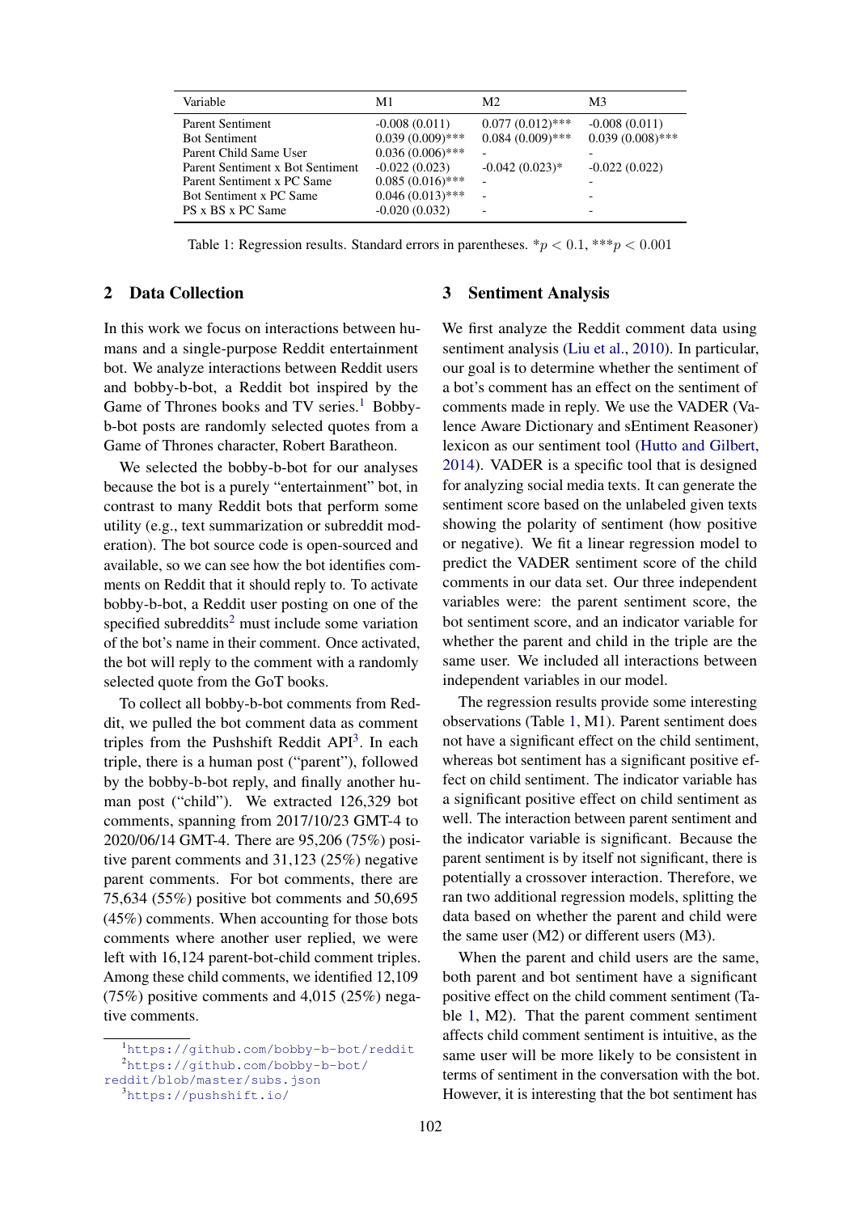| Variable | M1 | M2 | M3 |
|---|---|---|---|
| Parent Sentiment | -0.008 (0.011) | 0.077 (0.012)*** | -0.008 (0.011) |
| Bot Sentiment | 0.039 (0.009)*** | 0.084 (0.009)*** | 0.039 (0.008)*** |
| Parent Child Same User | 0.036 (0.006)*** | - | - |
| Parent Sentiment x Bot Sentiment | -0.022 (0.023) | -0.042 (0.023)* | -0.022 (0.022) |
| Parent Sentiment x PC Same | 0.085 (0.016)*** | - | - |
| Bot Sentiment x PC Same | 0.046 (0.013)*** | - | - |
| PS x BS x PC Same | -0.020 (0.032) | - | - |

Table 1: Regression results. Standard errors in parentheses. $*p < 0.1$, $***p < 0.001$

## 2 Data Collection

In this work we focus on interactions between humans and a single-purpose Reddit entertainment bot. We analyze interactions between Reddit users and bobby-b-bot, a Reddit bot inspired by the Game of Thrones books and TV series.[1] Bobby-b-bot posts are randomly selected quotes from a Game of Thrones character, Robert Baratheon.

We selected the bobby-b-bot for our analyses because the bot is a purely "entertainment" bot, in contrast to many Reddit bots that perform some utility (e.g., text summarization or subreddit moderation). The bot source code is open-sourced and available, so we can see how the bot identifies comments on Reddit that it should reply to. To activate bobby-b-bot, a Reddit user posting on one of the specified subreddits[2] must include some variation of the bot's name in their comment. Once activated, the bot will reply to the comment with a randomly selected quote from the GoT books.

To collect all bobby-b-bot comments from Reddit, we pulled the bot comment data as comment triples from the Pushshift Reddit API[3]. In each triple, there is a human post ("parent"), followed by the bobby-b-bot reply, and finally another human post ("child"). We extracted 126,329 bot comments, spanning from 2017/10/23 GMT-4 to 2020/06/14 GMT-4. There are 95,206 (75%) positive parent comments and 31,123 (25%) negative parent comments. For bot comments, there are 75,634 (55%) positive bot comments and 50,695 (45%) comments. When accounting for those bots comments where another user replied, we were left with 16,124 parent-bot-child comment triples. Among these child comments, we identified 12,109 (75%) positive comments and 4,015 (25%) negative comments.

[1] https://github.com/bobby-b-bot/reddit

[2] https://github.com/bobby-b-bot/reddit/blob/master/subs.json

[3] https://pushshift.io/

## 3 Sentiment Analysis

We first analyze the Reddit comment data using sentiment analysis (Liu et al., 2010). In particular, our goal is to determine whether the sentiment of a bot's comment has an effect on the sentiment of comments made in reply. We use the VADER (Valence Aware Dictionary and sEntiment Reasoner) lexicon as our sentiment tool (Hutto and Gilbert, 2014). VADER is a specific tool that is designed for analyzing social media texts. It can generate the sentiment score based on the unlabeled given texts showing the polarity of sentiment (how positive or negative). We fit a linear regression model to predict the VADER sentiment score of the child comments in our data set. Our three independent variables were: the parent sentiment score, the bot sentiment score, and an indicator variable for whether the parent and child in the triple are the same user. We included all interactions between independent variables in our model.

The regression results provide some interesting observations (Table 1, M1). Parent sentiment does not have a significant effect on the child sentiment, whereas bot sentiment has a significant positive effect on child sentiment. The indicator variable has a significant positive effect on child sentiment as well. The interaction between parent sentiment and the indicator variable is significant. Because the parent sentiment is by itself not significant, there is potentially a crossover interaction. Therefore, we ran two additional regression models, splitting the data based on whether the parent and child were the same user (M2) or different users (M3).

When the parent and child users are the same, both parent and bot sentiment have a significant positive effect on the child comment sentiment (Table 1, M2). That the parent comment sentiment affects child comment sentiment is intuitive, as the same user will be more likely to be consistent in terms of sentiment in the conversation with the bot. However, it is interesting that the bot sentiment has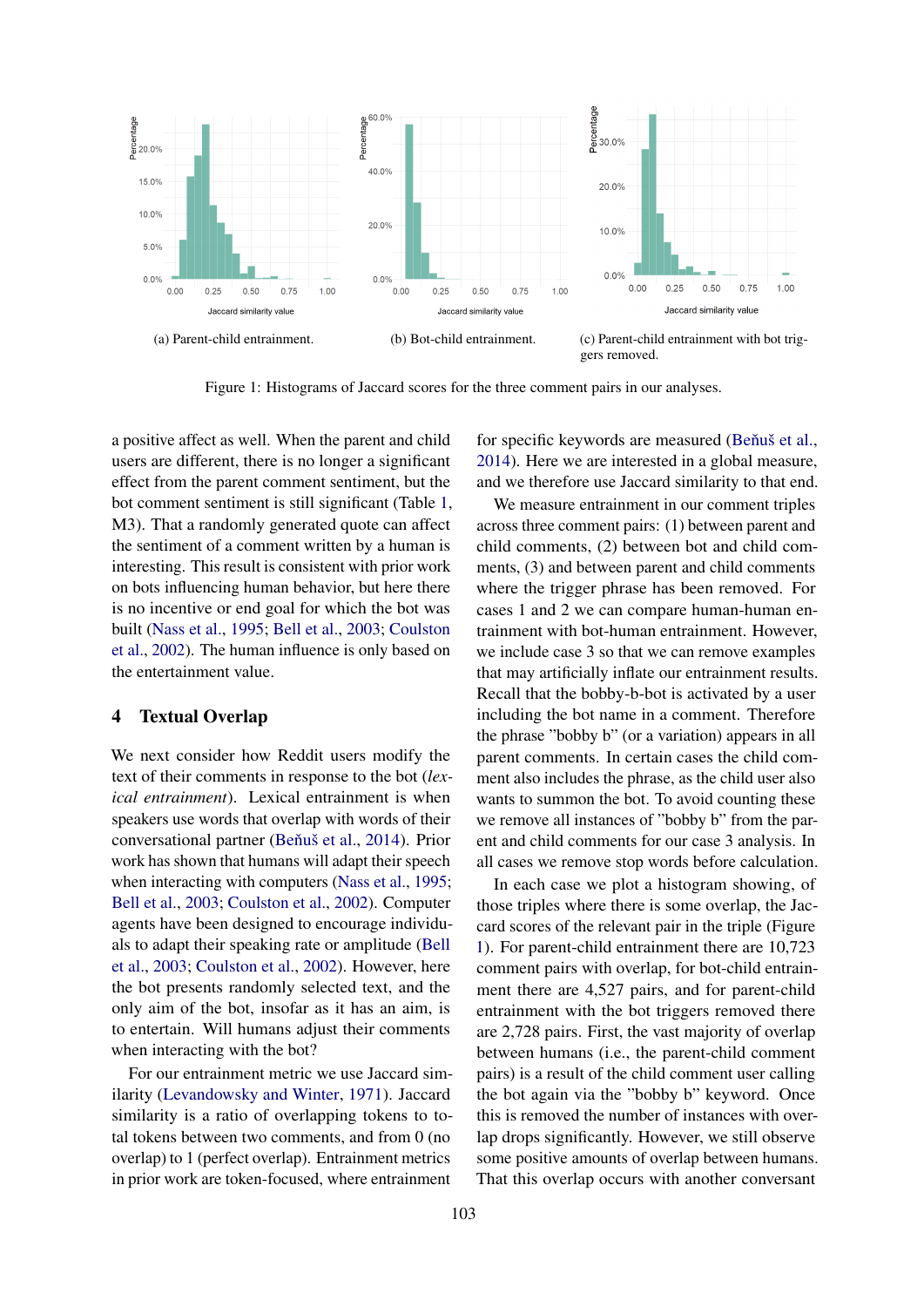(a) Parent-child entrainment.

(b) Bot-child entrainment.

(c) Parent-child entrainment with bot triggers removed.

Figure 1: Histograms of Jaccard scores for the three comment pairs in our analyses.

a positive affect as well. When the parent and child users are different, there is no longer a significant effect from the parent comment sentiment, but the bot comment sentiment is still significant (Table 1, M3). That a randomly generated quote can affect the sentiment of a comment written by a human is interesting. This result is consistent with prior work on bots influencing human behavior, but here there is no incentive or end goal for which the bot was built (Nass et al., 1995; Bell et al., 2003; Coulston et al., 2002). The human influence is only based on the entertainment value.

## 4 Textual Overlap

We next consider how Reddit users modify the text of their comments in response to the bot (*lexical entrainment*). Lexical entrainment is when speakers use words that overlap with words of their conversational partner (Beňuš et al., 2014). Prior work has shown that humans will adapt their speech when interacting with computers (Nass et al., 1995; Bell et al., 2003; Coulston et al., 2002). Computer agents have been designed to encourage individuals to adapt their speaking rate or amplitude (Bell et al., 2003; Coulston et al., 2002). However, here the bot presents randomly selected text, and the only aim of the bot, insofar as it has an aim, is to entertain. Will humans adjust their comments when interacting with the bot?

For our entrainment metric we use Jaccard similarity (Levandowsky and Winter, 1971). Jaccard similarity is a ratio of overlapping tokens to total tokens between two comments, and from 0 (no overlap) to 1 (perfect overlap). Entrainment metrics in prior work are token-focused, where entrainment for specific keywords are measured (Beňuš et al., 2014). Here we are interested in a global measure, and we therefore use Jaccard similarity to that end.

We measure entrainment in our comment triples across three comment pairs: (1) between parent and child comments, (2) between bot and child comments, 3) and between parent and child comments where the trigger phrase has been removed. For cases 1 and 2 we can compare human-human entrainment with bot-human entrainment. However, we include case 3 so that we can remove examples that may artificially inflate our entrainment results. Recall that the bobby-b-bot is activated by a user including the bot name in a comment. Therefore the phrase "bobby b" (or a variation) appears in all parent comments. In certain cases the child comment also includes the phrase, as the child user also wants to summon the bot. To avoid counting these we remove all instances of "bobby b" from the parent and child comments for our case 3 analysis. In all cases we remove stop words before calculation.

In each case we plot a histogram showing, of those triples where there is some overlap, the Jaccard scores of the relevant pair in the triple (Figure 1). For parent-child entrainment there are 10,723 comment pairs with overlap, for bot-child entrainment there are 4,527 pairs, and for parent-child entrainment with the bot triggers removed there are 2,728 pairs. First, the vast majority of overlap between humans (i.e., the parent-child comment pairs) is a result of the child comment user calling the bot again via the "bobby b" keyword. Once this is removed the number of instances with overlap drops significantly. However, we still observe some positive amounts of overlap between humans. That this overlap occurs with another conversant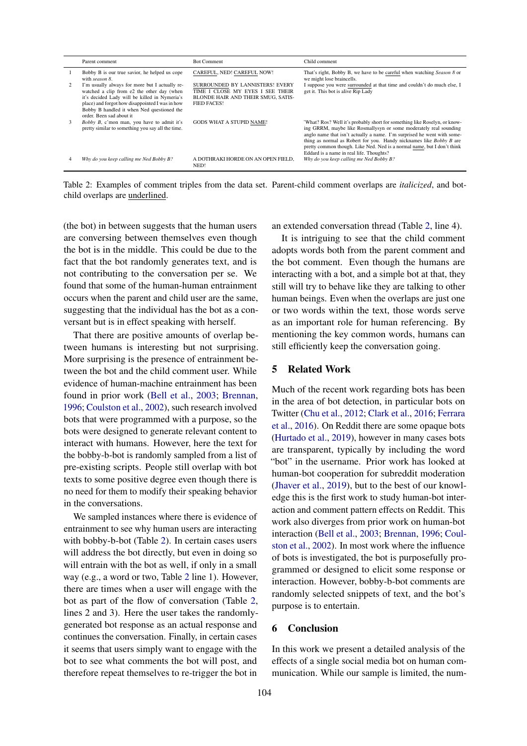| | Parent comment | Bot Comment | Child comment |
|---|---|---|---|
| 1 | Bobby B is our true savior, he helped us cope with *season 8*. | <u>CAREFUL</u>, NED! <u>CAREFUL</u> NOW! | That's right, Bobby B, we have to be <u>careful</u> when watching *Season 8* or we might lose braincells. |
| 2 | I'm usually always for more but I actually rewatched a clip from e2 the other day (when it's decided Lady will be killed in Nymeria's place) and forgot how disappointed I was in how Bobby B handled it when Ned questioned the order. Been sad about it | <u>SURROUNDED</u> BY LANNISTERS! EVERY TIME I CLOSE MY EYES I SEE THEIR BLONDE HAIR AND THEIR SMUG, SATISFIED FACES! | I suppose you were <u>surrounded</u> at that time and couldn't do much else, I get it. This bot is alive Rip Lady |
| 3 | *Bobby B*, c'mon man, you have to admit it's pretty similar to something you say all the time. | GODS WHAT A STUPID <u>NAME</u>! | 'What? Ros? Well it's probably short for something like Roselyn, or knowing GRRM, maybe like Rosmallysyn or some moderately real sounding anglo name that isn't actually a name. I'm surprised he went with something as normal as Robert for you. Handy nicknames like *Bobby B* are pretty common though. Like Ned. Ned is a normal <u>name</u>, but I don't think Eddard is a name in real life. Thoughts? |
| 4 | *Why do you keep calling me Ned Bobby B?* | A DOTHRAKI HORDE ON AN OPEN FIELD, NED! | *Why do you keep calling me Ned Bobby B?* |

Table 2: Examples of comment triples from the data set. Parent-child comment overlaps are *italicized*, and bot-child overlaps are <u>underlined</u>.

(the bot) in between suggests that the human users are conversing between themselves even though the bot is in the middle. This could be due to the fact that the bot randomly generates text, and is not contributing to the conversation per se. We found that some of the human-human entrainment occurs when the parent and child user are the same, suggesting that the individual has the bot as a conversant but is in effect speaking with herself.

That there are positive amounts of overlap between humans is interesting but not surprising. More surprising is the presence of entrainment between the bot and the child comment user. While evidence of human-machine entrainment has been found in prior work (Bell et al., 2003; Brennan, 1996; Coulston et al., 2002), such research involved bots that were programmed with a purpose, so the bots were designed to generate relevant content to interact with humans. However, here the text for the bobby-b-bot is randomly sampled from a list of pre-existing scripts. People still overlap with bot texts to some positive degree even though there is no need for them to modify their speaking behavior in the conversations.

We sampled instances where there is evidence of entrainment to see why human users are interacting with bobby-b-bot (Table 2). In certain cases users will address the bot directly, but even in doing so will entrain with the bot as well, if only in a small way (e.g., a word or two, Table 2 line 1). However, there are times when a user will engage with the bot as part of the flow of conversation (Table 2, lines 2 and 3). Here the user takes the randomly-generated bot response as an actual response and continues the conversation. Finally, in certain cases it seems that users simply want to engage with the bot to see what comments the bot will post, and therefore repeat themselves to re-trigger the bot in an extended conversation thread (Table 2, line 4).

It is intriguing to see that the child comment adopts words both from the parent comment and the bot comment. Even though the humans are interacting with a bot, and a simple bot at that, they still will try to behave like they are talking to other human beings. Even when the overlaps are just one or two words within the text, those words serve as an important role for human referencing. By mentioning the key common words, humans can still efficiently keep the conversation going.

## 5 Related Work

Much of the recent work regarding bots has been in the area of bot detection, in particular bots on Twitter (Chu et al., 2012; Clark et al., 2016; Ferrara et al., 2016). On Reddit there are some opaque bots (Hurtado et al., 2019), however in many cases bots are transparent, typically by including the word "bot" in the username. Prior work has looked at human-bot cooperation for subreddit moderation (Jhaver et al., 2019), but to the best of our knowledge this is the first work to study human-bot interaction and comment pattern effects on Reddit. This work also diverges from prior work on human-bot interaction (Bell et al., 2003; Brennan, 1996; Coulston et al., 2002). In most work where the influence of bots is investigated, the bot is purposefully programmed or designed to elicit some response or interaction. However, bobby-b-bot comments are randomly selected snippets of text, and the bot's purpose is to entertain.

## 6 Conclusion

In this work we present a detailed analysis of the effects of a single social media bot on human communication. While our sample is limited, the num-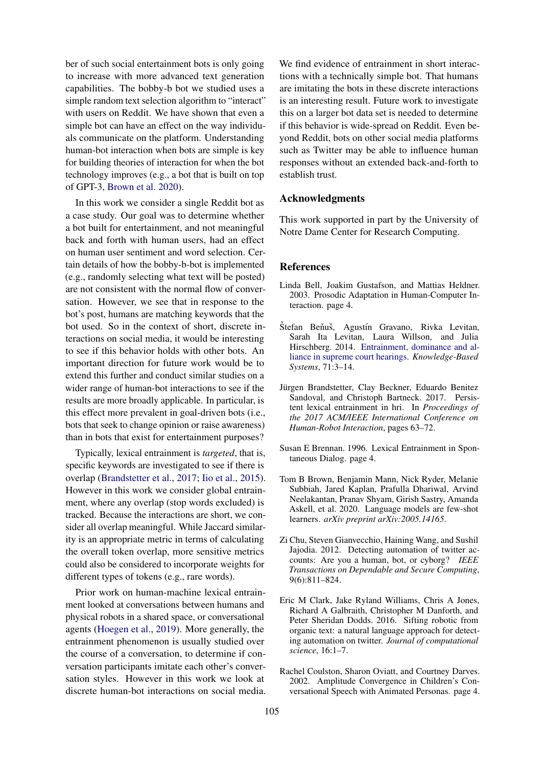ber of such social entertainment bots is only going to increase with more advanced text generation capabilities. The bobby-b bot we studied uses a simple random text selection algorithm to "interact" with users on Reddit. We have shown that even a simple bot can have an effect on the way individuals communicate on the platform. Understanding human-bot interaction when bots are simple is key for building theories of interaction for when the bot technology improves (e.g., a bot that is built on top of GPT-3, Brown et al. 2020).

In this work we consider a single Reddit bot as a case study. Our goal was to determine whether a bot built for entertainment, and not meaningful back and forth with human users, had an effect on human user sentiment and word selection. Certain details of how the bobby-b-bot is implemented (e.g., randomly selecting what text will be posted) are not consistent with the normal flow of conversation. However, we see that in response to the bot's post, humans are matching keywords that the bot used. So in the context of short, discrete interactions on social media, it would be interesting to see if this behavior holds with other bots. An important direction for future work would be to extend this further and conduct similar studies on a wider range of human-bot interactions to see if the results are more broadly applicable. In particular, is this effect more prevalent in goal-driven bots (i.e., bots that seek to change opinion or raise awareness) than in bots that exist for entertainment purposes?

Typically, lexical entrainment is *targeted*, that is, specific keywords are investigated to see if there is overlap (Brandstetter et al., 2017; Iio et al., 2015). However in this work we consider global entrainment, where any overlap (stop words excluded) is tracked. Because the interactions are short, we consider all overlap meaningful. While Jaccard similarity is an appropriate metric in terms of calculating the overall token overlap, more sensitive metrics could also be considered to incorporate weights for different types of tokens (e.g., rare words).

Prior work on human-machine lexical entrainment looked at conversations between humans and physical robots in a shared space, or conversational agents (Hoegen et al., 2019). More generally, the entrainment phenomenon is usually studied over the course of a conversation, to determine if conversation participants imitate each other's conversation styles. However in this work we look at discrete human-bot interactions on social media. We find evidence of entrainment in short interactions with a technically simple bot. That humans are imitating the bots in these discrete interactions is an interesting result. Future work to investigate this on a larger bot data set is needed to determine if this behavior is wide-spread on Reddit. Even beyond Reddit, bots on other social media platforms such as Twitter may be able to influence human responses without an extended back-and-forth to establish trust.

## Acknowledgments

This work supported in part by the University of Notre Dame Center for Research Computing.

## References

Linda Bell, Joakim Gustafson, and Mattias Heldner. 2003. Prosodic Adaptation in Human-Computer Interaction. page 4.

Štefan Beňuš, Agustín Gravano, Rivka Levitan, Sarah Ita Levitan, Laura Willson, and Julia Hirschberg. 2014. Entrainment, dominance and alliance in supreme court hearings. *Knowledge-Based Systems*, 71:3–14.

Jürgen Brandstetter, Clay Beckner, Eduardo Benitez Sandoval, and Christoph Bartneck. 2017. Persistent lexical entrainment in hri. In *Proceedings of the 2017 ACM/IEEE International Conference on Human-Robot Interaction*, pages 63–72.

Susan E Brennan. 1996. Lexical Entrainment in Spontaneous Dialog. page 4.

Tom B Brown, Benjamin Mann, Nick Ryder, Melanie Subbiah, Jared Kaplan, Prafulla Dhariwal, Arvind Neelakantan, Pranav Shyam, Girish Sastry, Amanda Askell, et al. 2020. Language models are few-shot learners. *arXiv preprint arXiv:2005.14165*.

Zi Chu, Steven Gianvecchio, Haining Wang, and Sushil Jajodia. 2012. Detecting automation of twitter accounts: Are you a human, bot, or cyborg? *IEEE Transactions on Dependable and Secure Computing*, 9(6):811–824.

Eric M Clark, Jake Ryland Williams, Chris A Jones, Richard A Galbraith, Christopher M Danforth, and Peter Sheridan Dodds. 2016. Sifting robotic from organic text: a natural language approach for detecting automation on twitter. *Journal of computational science*, 16:1–7.

Rachel Coulston, Sharon Oviatt, and Courtney Darves. 2002. Amplitude Convergence in Children's Conversational Speech with Animated Personas. page 4.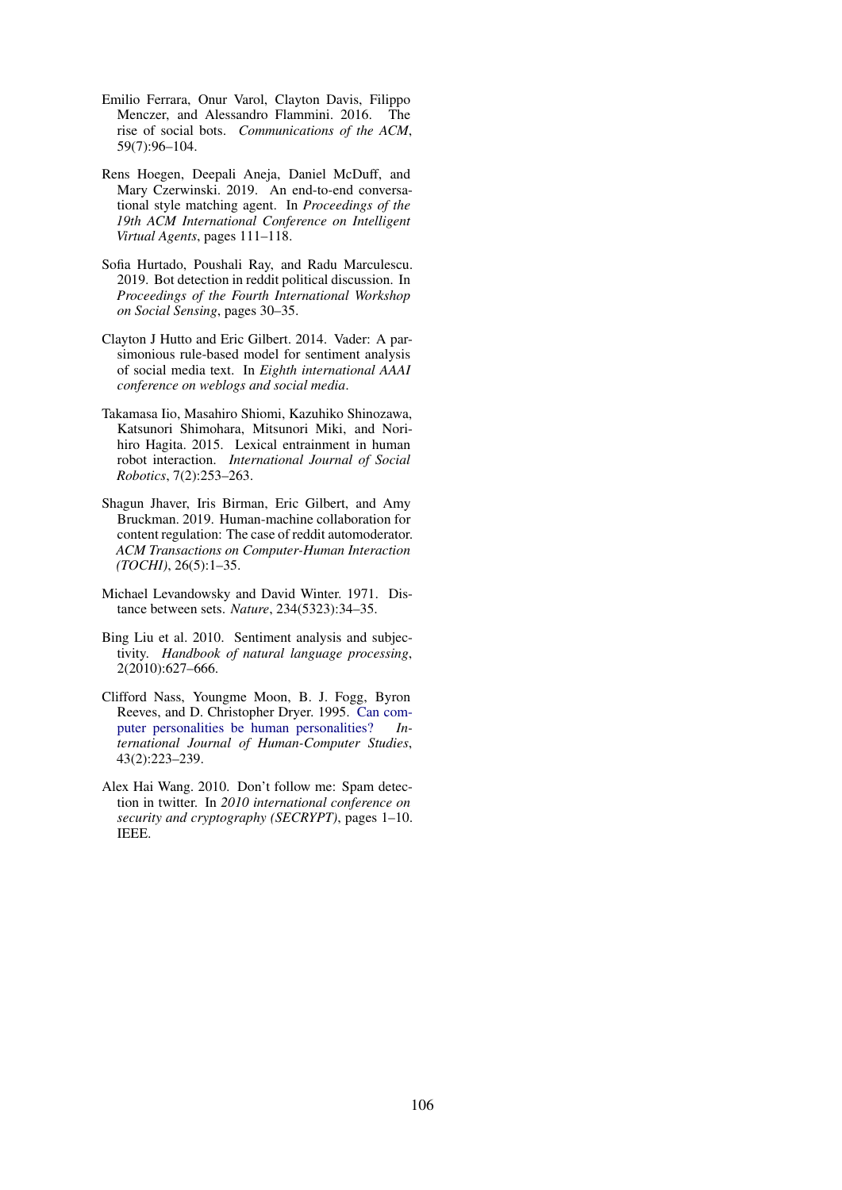Emilio Ferrara, Onur Varol, Clayton Davis, Filippo Menczer, and Alessandro Flammini. 2016. The rise of social bots. *Communications of the ACM*, 59(7):96–104.

Rens Hoegen, Deepali Aneja, Daniel McDuff, and Mary Czerwinski. 2019. An end-to-end conversational style matching agent. In *Proceedings of the 19th ACM International Conference on Intelligent Virtual Agents*, pages 111–118.

Sofia Hurtado, Poushali Ray, and Radu Marculescu. 2019. Bot detection in reddit political discussion. In *Proceedings of the Fourth International Workshop on Social Sensing*, pages 30–35.

Clayton J Hutto and Eric Gilbert. 2014. Vader: A parsimonious rule-based model for sentiment analysis of social media text. In *Eighth international AAAI conference on weblogs and social media*.

Takamasa Iio, Masahiro Shiomi, Kazuhiko Shinozawa, Katsunori Shimohara, Mitsunori Miki, and Norihiro Hagita. 2015. Lexical entrainment in human robot interaction. *International Journal of Social Robotics*, 7(2):253–263.

Shagun Jhaver, Iris Birman, Eric Gilbert, and Amy Bruckman. 2019. Human-machine collaboration for content regulation: The case of reddit automoderator. *ACM Transactions on Computer-Human Interaction (TOCHI)*, 26(5):1–35.

Michael Levandowsky and David Winter. 1971. Distance between sets. *Nature*, 234(5323):34–35.

Bing Liu et al. 2010. Sentiment analysis and subjectivity. *Handbook of natural language processing*, 2(2010):627–666.

Clifford Nass, Youngme Moon, B. J. Fogg, Byron Reeves, and D. Christopher Dryer. 1995. Can computer personalities be human personalities? *International Journal of Human-Computer Studies*, 43(2):223–239.

Alex Hai Wang. 2010. Don't follow me: Spam detection in twitter. In *2010 international conference on security and cryptography (SECRYPT)*, pages 1–10. IEEE.